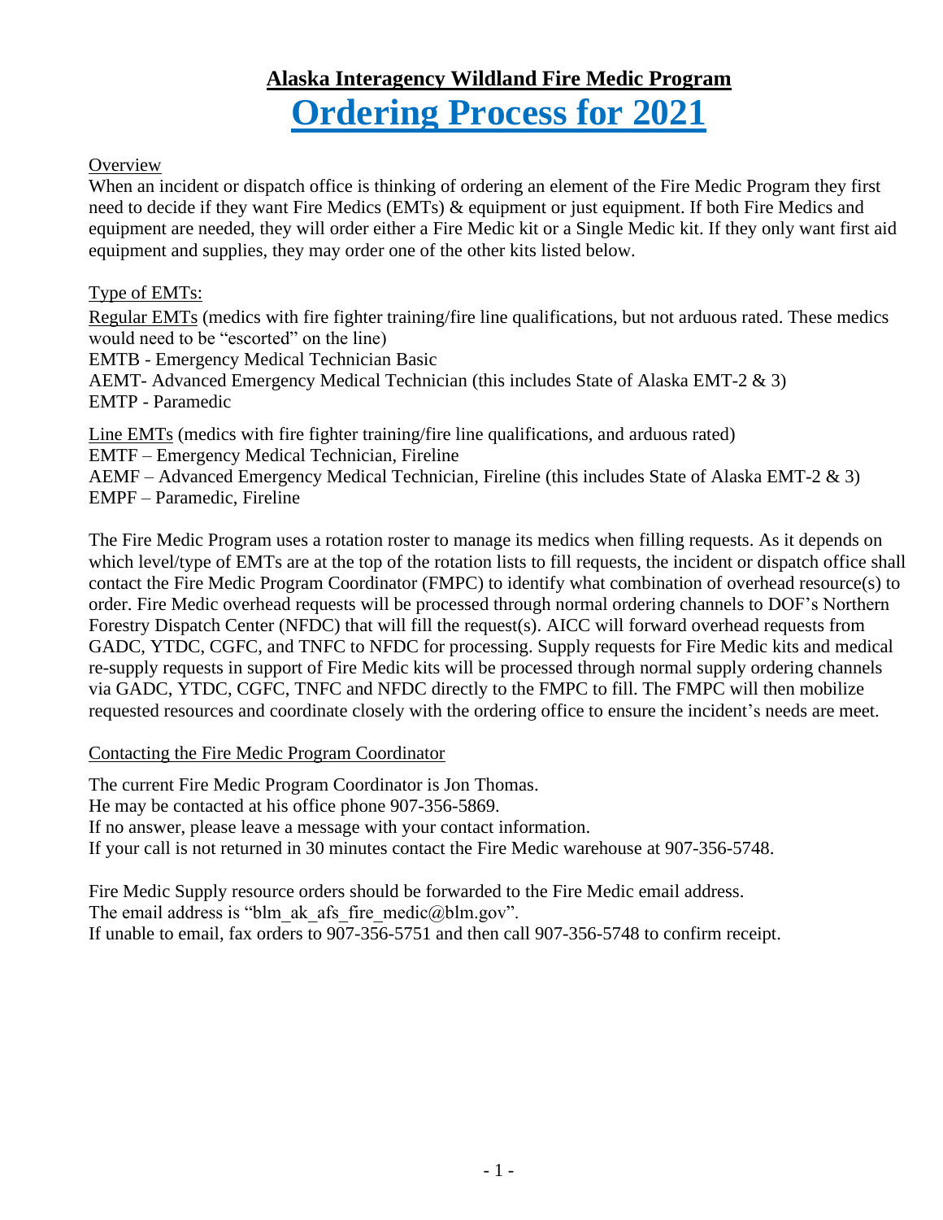# Alaska Interagency Wildland Fire Medic Program

# Ordering Process for 2021

Overview

When an incident or dispatch office is thinking of ordering an element of the Fire Medic Program they first need to decide if they want Fire Medics (EMTs) & equipment or just equipment. If both Fire Medics and equipment are needed, they will order either a Fire Medic kit or a Single Medic kit. If they only want first aid equipment and supplies, they may order one of the other kits listed below.

Type of EMTs:

Regular EMTs (medics with fire fighter training/fire line qualifications, but not arduous rated. These medics would need to be "escorted" on the line)
EMTB - Emergency Medical Technician Basic
AEMT- Advanced Emergency Medical Technician (this includes State of Alaska EMT-2 & 3)
EMTP - Paramedic

Line EMTs (medics with fire fighter training/fire line qualifications, and arduous rated)
EMTF – Emergency Medical Technician, Fireline
AEMF – Advanced Emergency Medical Technician, Fireline (this includes State of Alaska EMT-2 & 3)
EMPF – Paramedic, Fireline

The Fire Medic Program uses a rotation roster to manage its medics when filling requests. As it depends on which level/type of EMTs are at the top of the rotation lists to fill requests, the incident or dispatch office shall contact the Fire Medic Program Coordinator (FMPC) to identify what combination of overhead resource(s) to order. Fire Medic overhead requests will be processed through normal ordering channels to DOF's Northern Forestry Dispatch Center (NFDC) that will fill the request(s). AICC will forward overhead requests from GADC, YTDC, CGFC, and TNFC to NFDC for processing. Supply requests for Fire Medic kits and medical re-supply requests in support of Fire Medic kits will be processed through normal supply ordering channels via GADC, YTDC, CGFC, TNFC and NFDC directly to the FMPC to fill. The FMPC will then mobilize requested resources and coordinate closely with the ordering office to ensure the incident's needs are meet.

Contacting the Fire Medic Program Coordinator

The current Fire Medic Program Coordinator is Jon Thomas.
He may be contacted at his office phone 907-356-5869.
If no answer, please leave a message with your contact information.
If your call is not returned in 30 minutes contact the Fire Medic warehouse at 907-356-5748.

Fire Medic Supply resource orders should be forwarded to the Fire Medic email address.
The email address is "blm_ak_afs_fire_medic@blm.gov".
If unable to email, fax orders to 907-356-5751 and then call 907-356-5748 to confirm receipt.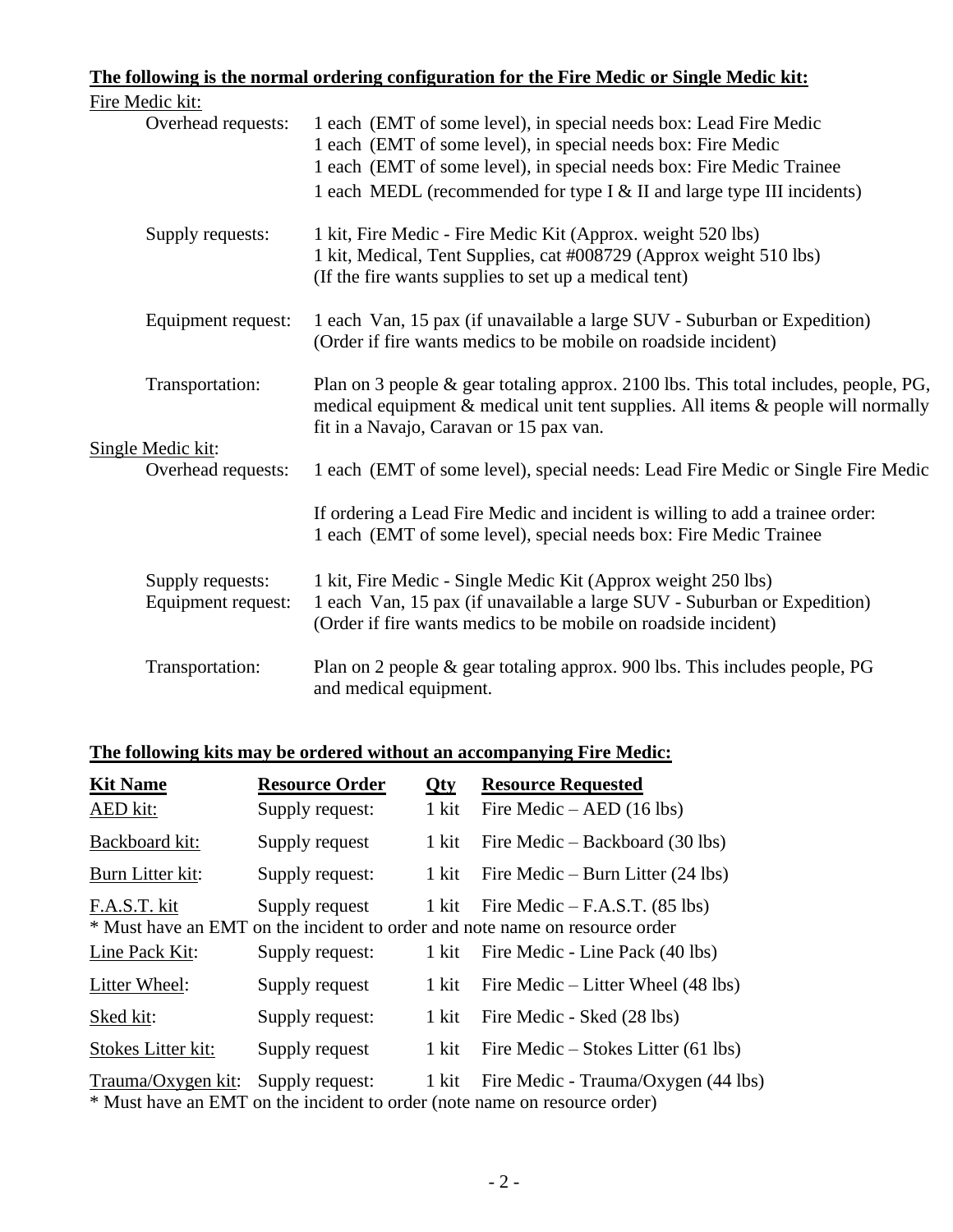**The following is the normal ordering configuration for the Fire Medic or Single Medic kit:**

Fire Medic kit:

| | |
|---|---|
| Overhead requests: | 1 each (EMT of some level), in special needs box: Lead Fire Medic<br>1 each (EMT of some level), in special needs box: Fire Medic<br>1 each (EMT of some level), in special needs box: Fire Medic Trainee<br>1 each MEDL (recommended for type I & II and large type III incidents) |
| Supply requests: | 1 kit, Fire Medic - Fire Medic Kit (Approx. weight 520 lbs)<br>1 kit, Medical, Tent Supplies, cat #008729 (Approx weight 510 lbs)<br>(If the fire wants supplies to set up a medical tent) |
| Equipment request: | 1 each Van, 15 pax (if unavailable a large SUV - Suburban or Expedition)<br>(Order if fire wants medics to be mobile on roadside incident) |
| Transportation: | Plan on 3 people & gear totaling approx. 2100 lbs. This total includes, people, PG, medical equipment & medical unit tent supplies. All items & people will normally fit in a Navajo, Caravan or 15 pax van. |

Single Medic kit:

| | |
|---|---|
| Overhead requests: | 1 each (EMT of some level), special needs: Lead Fire Medic or Single Fire Medic<br><br>If ordering a Lead Fire Medic and incident is willing to add a trainee order:<br>1 each (EMT of some level), special needs box: Fire Medic Trainee |
| Supply requests: | 1 kit, Fire Medic - Single Medic Kit (Approx weight 250 lbs) |
| Equipment request: | 1 each Van, 15 pax (if unavailable a large SUV - Suburban or Expedition)<br>(Order if fire wants medics to be mobile on roadside incident) |
| Transportation: | Plan on 2 people & gear totaling approx. 900 lbs. This includes people, PG and medical equipment. |

**The following kits may be ordered without an accompanying Fire Medic:**

| Kit Name | Resource Order | Qty | Resource Requested |
|---|---|---|---|
| AED kit: | Supply request: | 1 kit | Fire Medic – AED (16 lbs) |
| Backboard kit: | Supply request | 1 kit | Fire Medic – Backboard (30 lbs) |
| Burn Litter kit: | Supply request: | 1 kit | Fire Medic – Burn Litter (24 lbs) |
| F.A.S.T. kit | Supply request | 1 kit | Fire Medic – F.A.S.T. (85 lbs) |
| * Must have an EMT on the incident to order and note name on resource order | | | |
| Line Pack Kit: | Supply request: | 1 kit | Fire Medic - Line Pack (40 lbs) |
| Litter Wheel: | Supply request | 1 kit | Fire Medic – Litter Wheel (48 lbs) |
| Sked kit: | Supply request: | 1 kit | Fire Medic - Sked (28 lbs) |
| Stokes Litter kit: | Supply request | 1 kit | Fire Medic – Stokes Litter (61 lbs) |
| Trauma/Oxygen kit: | Supply request: | 1 kit | Fire Medic - Trauma/Oxygen (44 lbs) |
| * Must have an EMT on the incident to order (note name on resource order) | | | |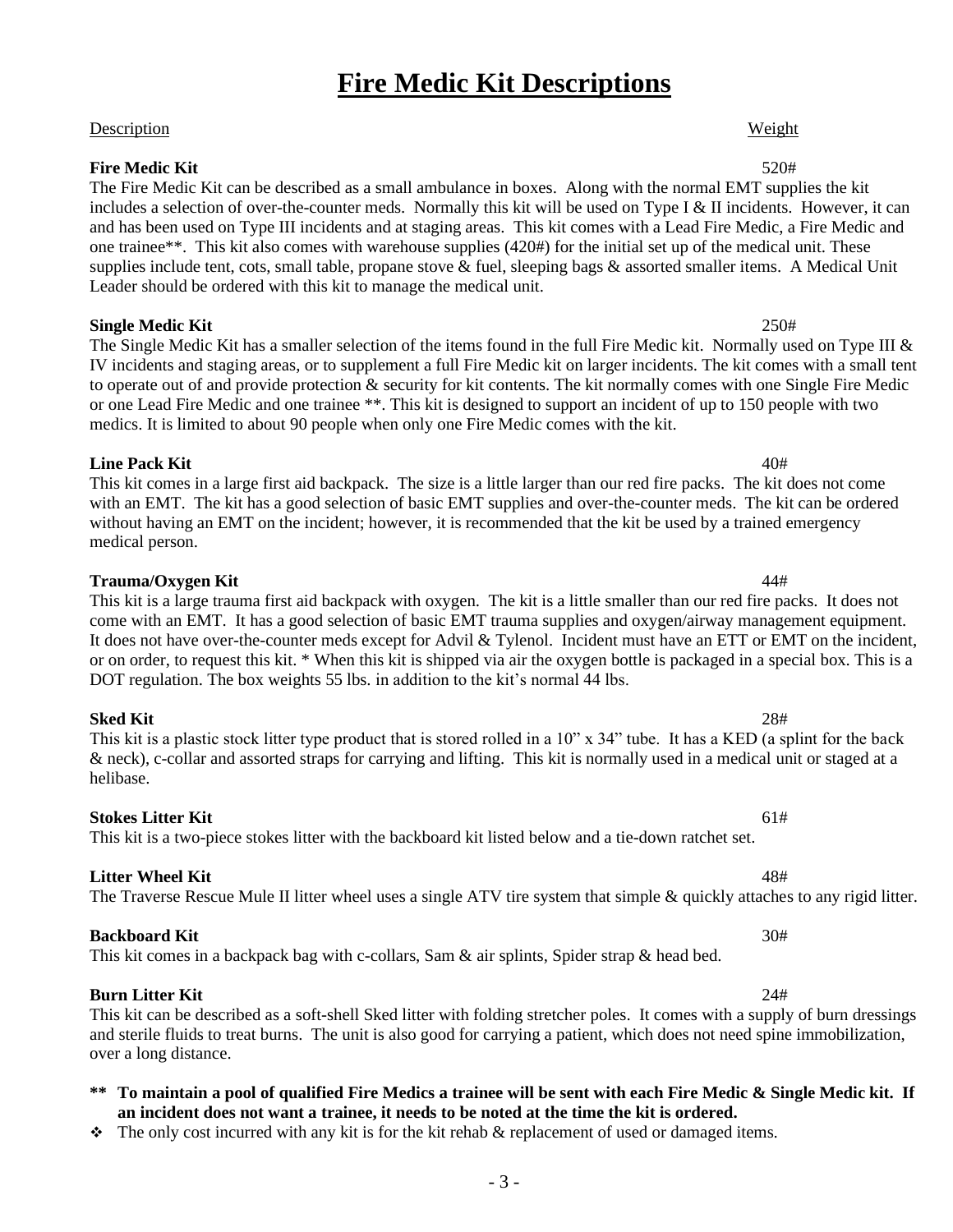# Fire Medic Kit Descriptions

Description Weight

**Fire Medic Kit** 520#

The Fire Medic Kit can be described as a small ambulance in boxes. Along with the normal EMT supplies the kit includes a selection of over-the-counter meds. Normally this kit will be used on Type I & II incidents. However, it can and has been used on Type III incidents and at staging areas. This kit comes with a Lead Fire Medic, a Fire Medic and one trainee**. This kit also comes with warehouse supplies (420#) for the initial set up of the medical unit. These supplies include tent, cots, small table, propane stove & fuel, sleeping bags & assorted smaller items. A Medical Unit Leader should be ordered with this kit to manage the medical unit.

**Single Medic Kit** 250#

The Single Medic Kit has a smaller selection of the items found in the full Fire Medic kit. Normally used on Type III & IV incidents and staging areas, or to supplement a full Fire Medic kit on larger incidents. The kit comes with a small tent to operate out of and provide protection & security for kit contents. The kit normally comes with one Single Fire Medic or one Lead Fire Medic and one trainee **. This kit is designed to support an incident of up to 150 people with two medics. It is limited to about 90 people when only one Fire Medic comes with the kit.

**Line Pack Kit** 40#

This kit comes in a large first aid backpack. The size is a little larger than our red fire packs. The kit does not come with an EMT. The kit has a good selection of basic EMT supplies and over-the-counter meds. The kit can be ordered without having an EMT on the incident; however, it is recommended that the kit be used by a trained emergency medical person.

**Trauma/Oxygen Kit** 44#

This kit is a large trauma first aid backpack with oxygen. The kit is a little smaller than our red fire packs. It does not come with an EMT. It has a good selection of basic EMT trauma supplies and oxygen/airway management equipment. It does not have over-the-counter meds except for Advil & Tylenol. Incident must have an ETT or EMT on the incident, or on order, to request this kit. * When this kit is shipped via air the oxygen bottle is packaged in a special box. This is a DOT regulation. The box weights 55 lbs. in addition to the kit's normal 44 lbs.

**Sked Kit** 28#

This kit is a plastic stock litter type product that is stored rolled in a 10" x 34" tube. It has a KED (a splint for the back & neck), c-collar and assorted straps for carrying and lifting. This kit is normally used in a medical unit or staged at a helibase.

**Stokes Litter Kit** 61#

This kit is a two-piece stokes litter with the backboard kit listed below and a tie-down ratchet set.

**Litter Wheel Kit** 48#

The Traverse Rescue Mule II litter wheel uses a single ATV tire system that simple & quickly attaches to any rigid litter.

**Backboard Kit** 30#

This kit comes in a backpack bag with c-collars, Sam & air splints, Spider strap & head bed.

**Burn Litter Kit** 24#

This kit can be described as a soft-shell Sked litter with folding stretcher poles. It comes with a supply of burn dressings and sterile fluids to treat burns. The unit is also good for carrying a patient, which does not need spine immobilization, over a long distance.

**\*\* To maintain a pool of qualified Fire Medics a trainee will be sent with each Fire Medic & Single Medic kit. If an incident does not want a trainee, it needs to be noted at the time the kit is ordered.**

❖ The only cost incurred with any kit is for the kit rehab & replacement of used or damaged items.